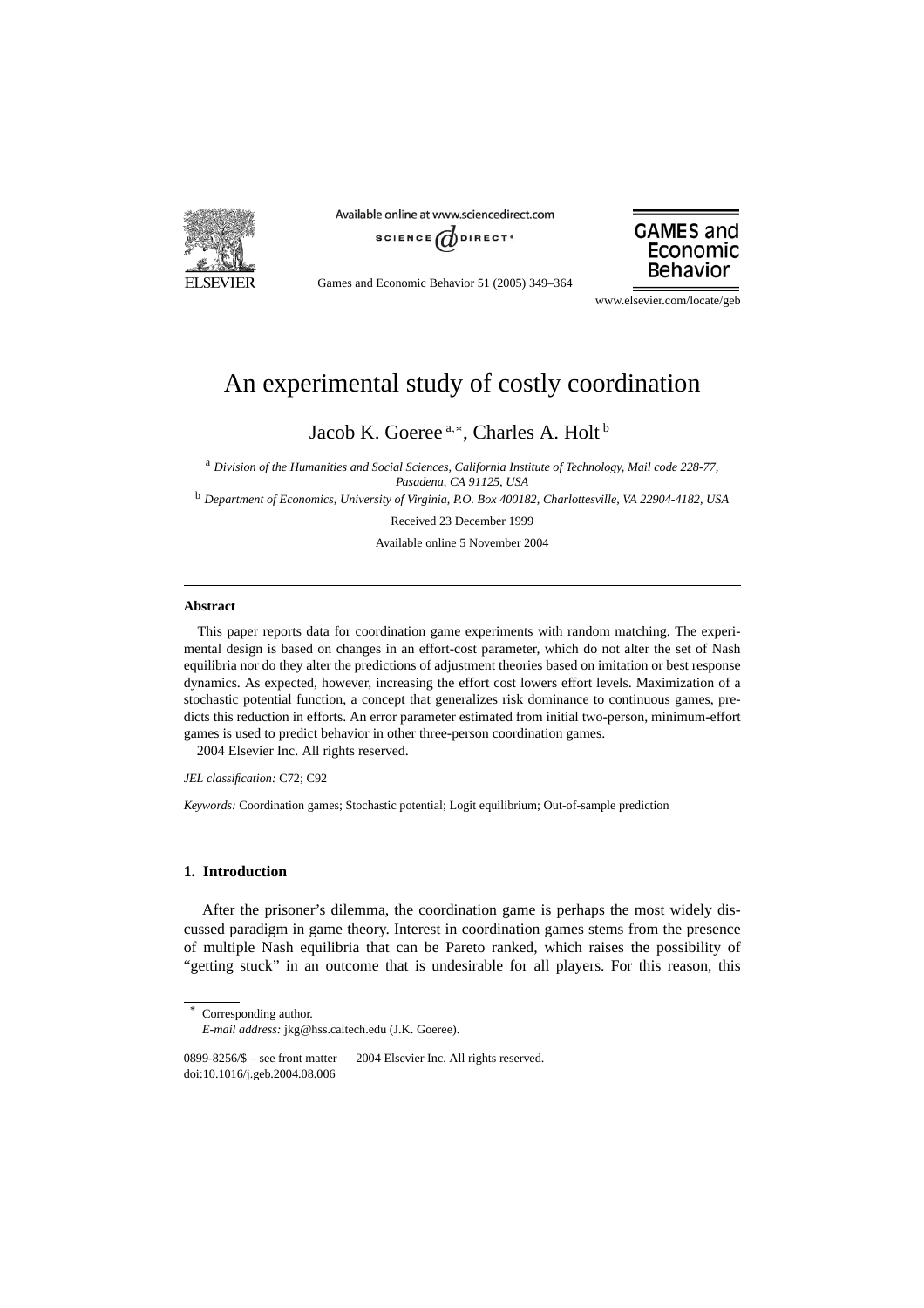# An experimental study of costly coordination

Jacob K. Goeree [a,*], Charles A. Holt [b]

[a] *Division of the Humanities and Social Sciences, California Institute of Technology, Mail code 228-77, Pasadena, CA 91125, USA*

[b] *Department of Economics, University of Virginia, P.O. Box 400182, Charlottesville, VA 22904-4182, USA*

Received 23 December 1999

Available online 5 November 2004

---

**Abstract**

This paper reports data for coordination game experiments with random matching. The experimental design is based on changes in an effort-cost parameter, which do not alter the set of Nash equilibria nor do they alter the predictions of adjustment theories based on imitation or best response dynamics. As expected, however, increasing the effort cost lowers effort levels. Maximization of a stochastic potential function, a concept that generalizes risk dominance to continuous games, predicts this reduction in efforts. An error parameter estimated from initial two-person, minimum-effort games is used to predict behavior in other three-person coordination games.
2004 Elsevier Inc. All rights reserved.

*JEL classification:* C72; C92

*Keywords:* Coordination games; Stochastic potential; Logit equilibrium; Out-of-sample prediction

---

## 1. Introduction

After the prisoner's dilemma, the coordination game is perhaps the most widely discussed paradigm in game theory. Interest in coordination games stems from the presence of multiple Nash equilibria that can be Pareto ranked, which raises the possibility of "getting stuck" in an outcome that is undesirable for all players. For this reason, this

---

\* Corresponding author.
*E-mail address:* jkg@hss.caltech.edu (J.K. Goeree).

0899-8256/$ – see front matter 2004 Elsevier Inc. All rights reserved.
doi:10.1016/j.geb.2004.08.006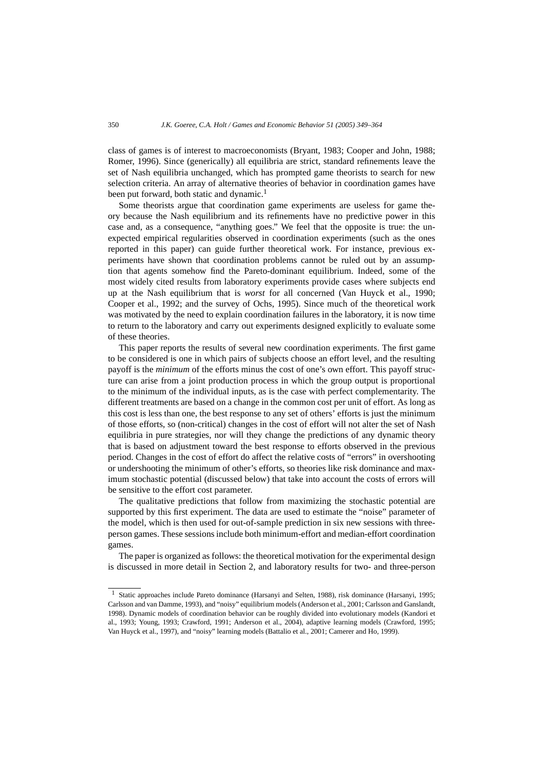class of games is of interest to macroeconomists (Bryant, 1983; Cooper and John, 1988; Romer, 1996). Since (generically) all equilibria are strict, standard refinements leave the set of Nash equilibria unchanged, which has prompted game theorists to search for new selection criteria. An array of alternative theories of behavior in coordination games have been put forward, both static and dynamic.[1]

Some theorists argue that coordination game experiments are useless for game theory because the Nash equilibrium and its refinements have no predictive power in this case and, as a consequence, "anything goes." We feel that the opposite is true: the unexpected empirical regularities observed in coordination experiments (such as the ones reported in this paper) can guide further theoretical work. For instance, previous experiments have shown that coordination problems cannot be ruled out by an assumption that agents somehow find the Pareto-dominant equilibrium. Indeed, some of the most widely cited results from laboratory experiments provide cases where subjects end up at the Nash equilibrium that is *worst* for all concerned (Van Huyck et al., 1990; Cooper et al., 1992; and the survey of Ochs, 1995). Since much of the theoretical work was motivated by the need to explain coordination failures in the laboratory, it is now time to return to the laboratory and carry out experiments designed explicitly to evaluate some of these theories.

This paper reports the results of several new coordination experiments. The first game to be considered is one in which pairs of subjects choose an effort level, and the resulting payoff is the *minimum* of the efforts minus the cost of one's own effort. This payoff structure can arise from a joint production process in which the group output is proportional to the minimum of the individual inputs, as is the case with perfect complementarity. The different treatments are based on a change in the common cost per unit of effort. As long as this cost is less than one, the best response to any set of others' efforts is just the minimum of those efforts, so (non-critical) changes in the cost of effort will not alter the set of Nash equilibria in pure strategies, nor will they change the predictions of any dynamic theory that is based on adjustment toward the best response to efforts observed in the previous period. Changes in the cost of effort do affect the relative costs of "errors" in overshooting or undershooting the minimum of other's efforts, so theories like risk dominance and maximum stochastic potential (discussed below) that take into account the costs of errors will be sensitive to the effort cost parameter.

The qualitative predictions that follow from maximizing the stochastic potential are supported by this first experiment. The data are used to estimate the "noise" parameter of the model, which is then used for out-of-sample prediction in six new sessions with three-person games. These sessions include both minimum-effort and median-effort coordination games.

The paper is organized as follows: the theoretical motivation for the experimental design is discussed in more detail in Section 2, and laboratory results for two- and three-person

[1] Static approaches include Pareto dominance (Harsanyi and Selten, 1988), risk dominance (Harsanyi, 1995; Carlsson and van Damme, 1993), and "noisy" equilibrium models (Anderson et al., 2001; Carlsson and Ganslandt, 1998). Dynamic models of coordination behavior can be roughly divided into evolutionary models (Kandori et al., 1993; Young, 1993; Crawford, 1991; Anderson et al., 2004), adaptive learning models (Crawford, 1995; Van Huyck et al., 1997), and "noisy" learning models (Battalio et al., 2001; Camerer and Ho, 1999).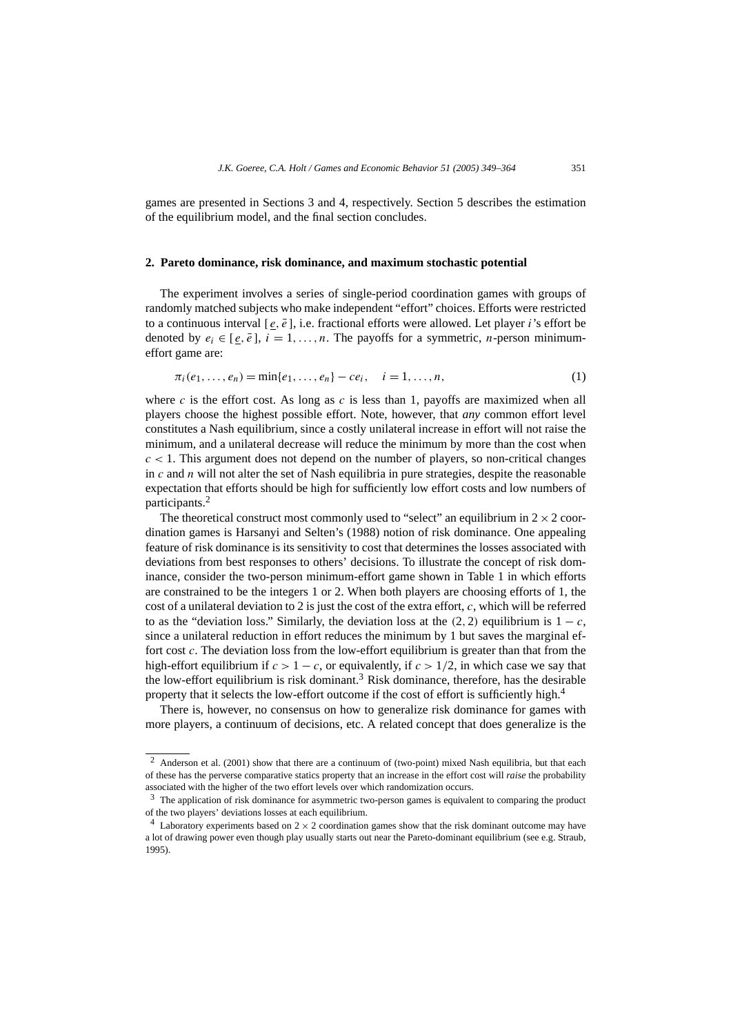games are presented in Sections 3 and 4, respectively. Section 5 describes the estimation of the equilibrium model, and the final section concludes.

## 2. Pareto dominance, risk dominance, and maximum stochastic potential

The experiment involves a series of single-period coordination games with groups of randomly matched subjects who make independent "effort" choices. Efforts were restricted to a continuous interval $[\underline{e}, \bar{e}]$, i.e. fractional efforts were allowed. Let player $i$'s effort be denoted by $e_i \in [\underline{e}, \bar{e}]$, $i = 1, \ldots, n$. The payoffs for a symmetric, $n$-person minimum-effort game are:

$$\pi_i(e_1, \ldots, e_n) = \min\{e_1, \ldots, e_n\} - ce_i, \quad i = 1, \ldots, n, \tag{1}$$

where $c$ is the effort cost. As long as $c$ is less than 1, payoffs are maximized when all players choose the highest possible effort. Note, however, that *any* common effort level constitutes a Nash equilibrium, since a costly unilateral increase in effort will not raise the minimum, and a unilateral decrease will reduce the minimum by more than the cost when $c < 1$. This argument does not depend on the number of players, so non-critical changes in $c$ and $n$ will not alter the set of Nash equilibria in pure strategies, despite the reasonable expectation that efforts should be high for sufficiently low effort costs and low numbers of participants.[2]

The theoretical construct most commonly used to "select" an equilibrium in $2 \times 2$ coordination games is Harsanyi and Selten's (1988) notion of risk dominance. One appealing feature of risk dominance is its sensitivity to cost that determines the losses associated with deviations from best responses to others' decisions. To illustrate the concept of risk dominance, consider the two-person minimum-effort game shown in Table 1 in which efforts are constrained to be the integers 1 or 2. When both players are choosing efforts of 1, the cost of a unilateral deviation to 2 is just the cost of the extra effort, $c$, which will be referred to as the "deviation loss." Similarly, the deviation loss at the $(2, 2)$ equilibrium is $1 - c$, since a unilateral reduction in effort reduces the minimum by 1 but saves the marginal effort cost $c$. The deviation loss from the low-effort equilibrium is greater than that from the high-effort equilibrium if $c > 1 - c$, or equivalently, if $c > 1/2$, in which case we say that the low-effort equilibrium is risk dominant.[3] Risk dominance, therefore, has the desirable property that it selects the low-effort outcome if the cost of effort is sufficiently high.[4]

There is, however, no consensus on how to generalize risk dominance for games with more players, a continuum of decisions, etc. A related concept that does generalize is the

---

[2] Anderson et al. (2001) show that there are a continuum of (two-point) mixed Nash equilibria, but that each of these has the perverse comparative statics property that an increase in the effort cost will *raise* the probability associated with the higher of the two effort levels over which randomization occurs.

[3] The application of risk dominance for asymmetric two-person games is equivalent to comparing the product of the two players' deviations losses at each equilibrium.

[4] Laboratory experiments based on $2 \times 2$ coordination games show that the risk dominant outcome may have a lot of drawing power even though play usually starts out near the Pareto-dominant equilibrium (see e.g. Straub, 1995).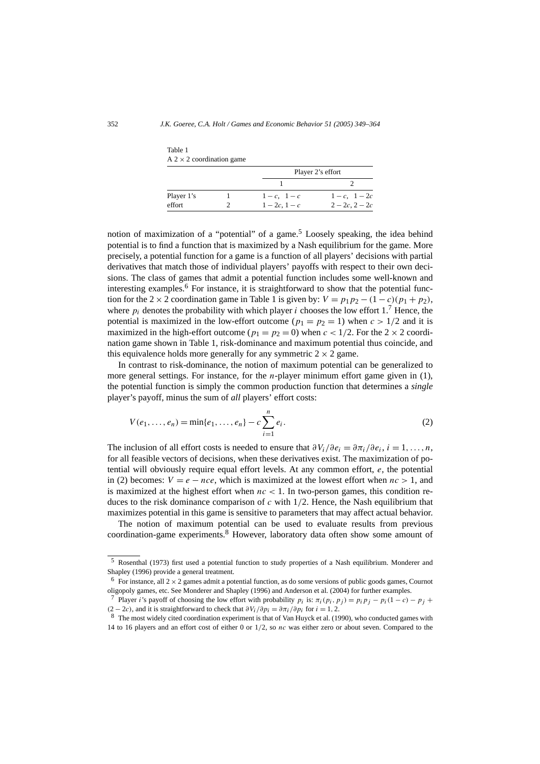Table 1
A $2 \times 2$ coordination game

| | | Player 2's effort | |
|---|---|---|---|
| | | 1 | 2 |
| Player 1's effort | 1 | $1-c,\ 1-c$ | $1-c,\ 1-2c$ |
| | 2 | $1-2c, 1-c$ | $2-2c, 2-2c$ |

notion of maximization of a "potential" of a game.[5] Loosely speaking, the idea behind potential is to find a function that is maximized by a Nash equilibrium for the game. More precisely, a potential function for a game is a function of all players' decisions with partial derivatives that match those of individual players' payoffs with respect to their own decisions. The class of games that admit a potential function includes some well-known and interesting examples.[6] For instance, it is straightforward to show that the potential function for the $2 \times 2$ coordination game in Table 1 is given by: $V = p_1 p_2 - (1-c)(p_1 + p_2)$, where $p_i$ denotes the probability with which player $i$ chooses the low effort 1.[7] Hence, the potential is maximized in the low-effort outcome ($p_1 = p_2 = 1$) when $c > 1/2$ and it is maximized in the high-effort outcome ($p_1 = p_2 = 0$) when $c < 1/2$. For the $2 \times 2$ coordination game shown in Table 1, risk-dominance and maximum potential thus coincide, and this equivalence holds more generally for any symmetric $2 \times 2$ game.

In contrast to risk-dominance, the notion of maximum potential can be generalized to more general settings. For instance, for the $n$-player minimum effort game given in (1), the potential function is simply the common production function that determines a *single* player's payoff, minus the sum of *all* players' effort costs:

$$V(e_1, \ldots, e_n) = \min\{e_1, \ldots, e_n\} - c \sum_{i=1}^{n} e_i. \tag{2}$$

The inclusion of all effort costs is needed to ensure that $\partial V_i / \partial e_i = \partial \pi_i / \partial e_i$, $i = 1, \ldots, n$, for all feasible vectors of decisions, when these derivatives exist. The maximization of potential will obviously require equal effort levels. At any common effort, $e$, the potential in (2) becomes: $V = e - nce$, which is maximized at the lowest effort when $nc > 1$, and is maximized at the highest effort when $nc < 1$. In two-person games, this condition reduces to the risk dominance comparison of $c$ with $1/2$. Hence, the Nash equilibrium that maximizes potential in this game is sensitive to parameters that may affect actual behavior.

The notion of maximum potential can be used to evaluate results from previous coordination-game experiments.[8] However, laboratory data often show some amount of

[5] Rosenthal (1973) first used a potential function to study properties of a Nash equilibrium. Monderer and Shapley (1996) provide a general treatment.

[6] For instance, all $2 \times 2$ games admit a potential function, as do some versions of public goods games, Cournot oligopoly games, etc. See Monderer and Shapley (1996) and Anderson et al. (2004) for further examples.

[7] Player $i$'s payoff of choosing the low effort with probability $p_i$ is: $\pi_i(p_i, p_j) = p_i p_j - p_i(1-c) - p_j + (2-2c)$, and it is straightforward to check that $\partial V_i / \partial p_i = \partial \pi_i / \partial p_i$ for $i = 1, 2$.

[8] The most widely cited coordination experiment is that of Van Huyck et al. (1990), who conducted games with 14 to 16 players and an effort cost of either 0 or $1/2$, so $nc$ was either zero or about seven. Compared to the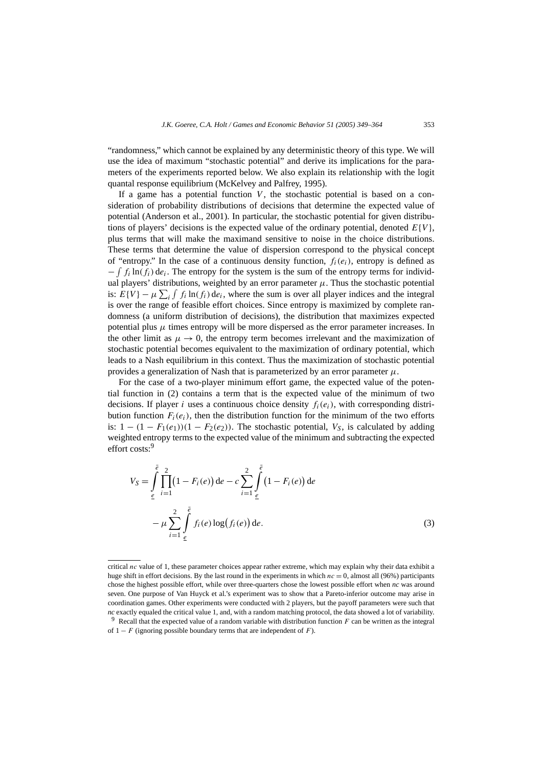"randomness," which cannot be explained by any deterministic theory of this type. We will use the idea of maximum "stochastic potential" and derive its implications for the parameters of the experiments reported below. We also explain its relationship with the logit quantal response equilibrium (McKelvey and Palfrey, 1995).

If a game has a potential function $V$, the stochastic potential is based on a consideration of probability distributions of decisions that determine the expected value of potential (Anderson et al., 2001). In particular, the stochastic potential for given distributions of players' decisions is the expected value of the ordinary potential, denoted $E\{V\}$, plus terms that will make the maximand sensitive to noise in the choice distributions. These terms that determine the value of dispersion correspond to the physical concept of "entropy." In the case of a continuous density function, $f_i(e_i)$, entropy is defined as $-\int f_i \ln(f_i)\,\mathrm{d}e_i$. The entropy for the system is the sum of the entropy terms for individual players' distributions, weighted by an error parameter $\mu$. Thus the stochastic potential is: $E\{V\} - \mu \sum_i \int f_i \ln(f_i)\,\mathrm{d}e_i$, where the sum is over all player indices and the integral is over the range of feasible effort choices. Since entropy is maximized by complete randomness (a uniform distribution of decisions), the distribution that maximizes expected potential plus $\mu$ times entropy will be more dispersed as the error parameter increases. In the other limit as $\mu \to 0$, the entropy term becomes irrelevant and the maximization of stochastic potential becomes equivalent to the maximization of ordinary potential, which leads to a Nash equilibrium in this context. Thus the maximization of stochastic potential provides a generalization of Nash that is parameterized by an error parameter $\mu$.

For the case of a two-player minimum effort game, the expected value of the potential function in (2) contains a term that is the expected value of the minimum of two decisions. If player $i$ uses a continuous choice density $f_i(e_i)$, with corresponding distribution function $F_i(e_i)$, then the distribution function for the minimum of the two efforts is: $1 - (1 - F_1(e_1))(1 - F_2(e_2))$. The stochastic potential, $V_S$, is calculated by adding weighted entropy terms to the expected value of the minimum and subtracting the expected effort costs:[9]

$$V_S = \int_{\underline{e}}^{\bar{e}} \prod_{i=1}^{2} \bigl(1 - F_i(e)\bigr)\,\mathrm{d}e - c \sum_{i=1}^{2} \int_{\underline{e}}^{\bar{e}} \bigl(1 - F_i(e)\bigr)\,\mathrm{d}e - \mu \sum_{i=1}^{2} \int_{\underline{e}}^{\bar{e}} f_i(e) \log\bigl(f_i(e)\bigr)\,\mathrm{d}e. \tag{3}$$

---

critical $nc$ value of 1, these parameter choices appear rather extreme, which may explain why their data exhibit a huge shift in effort decisions. By the last round in the experiments in which $nc = 0$, almost all (96%) participants chose the highest possible effort, while over three-quarters chose the lowest possible effort when $nc$ was around seven. One purpose of Van Huyck et al.'s experiment was to show that a Pareto-inferior outcome may arise in coordination games. Other experiments were conducted with 2 players, but the payoff parameters were such that $nc$ exactly equaled the critical value 1, and, with a random matching protocol, the data showed a lot of variability.

[9] Recall that the expected value of a random variable with distribution function $F$ can be written as the integral of $1 - F$ (ignoring possible boundary terms that are independent of $F$).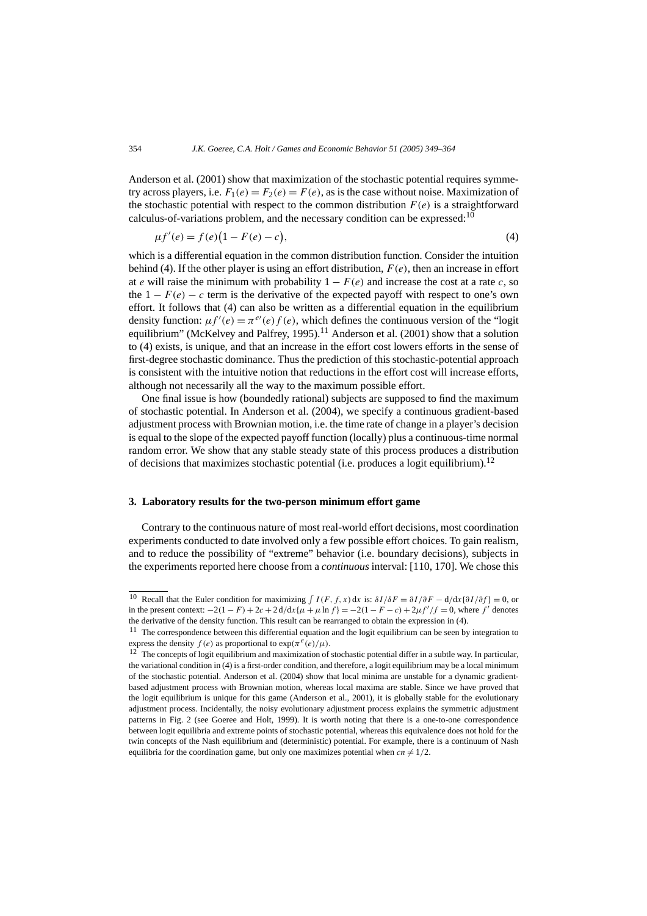Anderson et al. (2001) show that maximization of the stochastic potential requires symmetry across players, i.e. $F_1(e) = F_2(e) = F(e)$, as is the case without noise. Maximization of the stochastic potential with respect to the common distribution $F(e)$ is a straightforward calculus-of-variations problem, and the necessary condition can be expressed:[10]

$$\mu f'(e) = f(e)\big(1 - F(e) - c\big), \tag{4}$$

which is a differential equation in the common distribution function. Consider the intuition behind (4). If the other player is using an effort distribution, $F(e)$, then an increase in effort at $e$ will raise the minimum with probability $1 - F(e)$ and increase the cost at a rate $c$, so the $1 - F(e) - c$ term is the derivative of the expected payoff with respect to one's own effort. It follows that (4) can also be written as a differential equation in the equilibrium density function: $\mu f'(e) = \pi^{e\prime}(e) f(e)$, which defines the continuous version of the "logit equilibrium" (McKelvey and Palfrey, 1995).[11] Anderson et al. (2001) show that a solution to (4) exists, is unique, and that an increase in the effort cost lowers efforts in the sense of first-degree stochastic dominance. Thus the prediction of this stochastic-potential approach is consistent with the intuitive notion that reductions in the effort cost will increase efforts, although not necessarily all the way to the maximum possible effort.

One final issue is how (boundedly rational) subjects are supposed to find the maximum of stochastic potential. In Anderson et al. (2004), we specify a continuous gradient-based adjustment process with Brownian motion, i.e. the time rate of change in a player's decision is equal to the slope of the expected payoff function (locally) plus a continuous-time normal random error. We show that any stable steady state of this process produces a distribution of decisions that maximizes stochastic potential (i.e. produces a logit equilibrium).[12]

## 3. Laboratory results for the two-person minimum effort game

Contrary to the continuous nature of most real-world effort decisions, most coordination experiments conducted to date involved only a few possible effort choices. To gain realism, and to reduce the possibility of "extreme" behavior (i.e. boundary decisions), subjects in the experiments reported here choose from a *continuous* interval: [110, 170]. We chose this

---

[10] Recall that the Euler condition for maximizing $\int I(F, f, x)\,\mathrm{d}x$ is: $\delta I/\delta F = \partial I/\partial F - \mathrm{d}/\mathrm{d}x\{\partial I/\partial f\} = 0$, or in the present context: $-2(1 - F) + 2c + 2\,\mathrm{d}/\mathrm{d}x\{\mu + \mu \ln f\} = -2(1 - F - c) + 2\mu f'/f = 0$, where $f'$ denotes the derivative of the density function. This result can be rearranged to obtain the expression in (4).

[11] The correspondence between this differential equation and the logit equilibrium can be seen by integration to express the density $f(e)$ as proportional to $\exp(\pi^e(e)/\mu)$.

[12] The concepts of logit equilibrium and maximization of stochastic potential differ in a subtle way. In particular, the variational condition in (4) is a first-order condition, and therefore, a logit equilibrium may be a local minimum of the stochastic potential. Anderson et al. (2004) show that local minima are unstable for a dynamic gradient-based adjustment process with Brownian motion, whereas local maxima are stable. Since we have proved that the logit equilibrium is unique for this game (Anderson et al., 2001), it is globally stable for the evolutionary adjustment process. Incidentally, the noisy evolutionary adjustment process explains the symmetric adjustment patterns in Fig. 2 (see Goeree and Holt, 1999). It is worth noting that there is a one-to-one correspondence between logit equilibria and extreme points of stochastic potential, whereas this equivalence does not hold for the twin concepts of the Nash equilibrium and (deterministic) potential. For example, there is a continuum of Nash equilibria for the coordination game, but only one maximizes potential when $cn \neq 1/2$.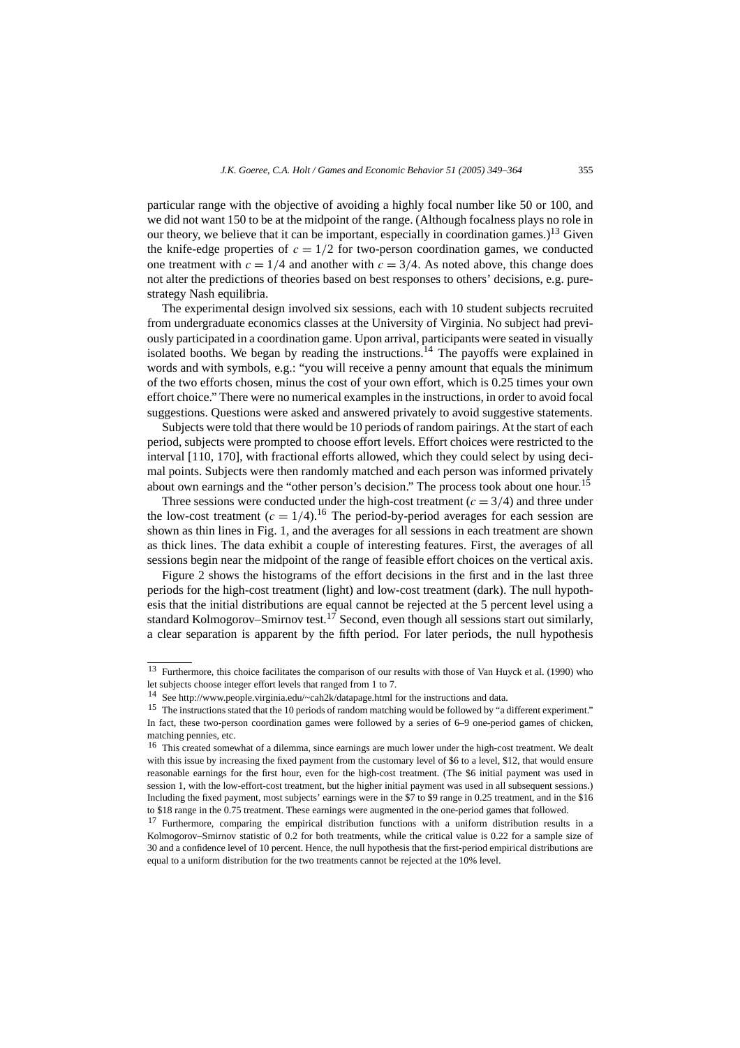particular range with the objective of avoiding a highly focal number like 50 or 100, and we did not want 150 to be at the midpoint of the range. (Although focalness plays no role in our theory, we believe that it can be important, especially in coordination games.)[13] Given the knife-edge properties of $c = 1/2$ for two-person coordination games, we conducted one treatment with $c = 1/4$ and another with $c = 3/4$. As noted above, this change does not alter the predictions of theories based on best responses to others' decisions, e.g. pure-strategy Nash equilibria.

The experimental design involved six sessions, each with 10 student subjects recruited from undergraduate economics classes at the University of Virginia. No subject had previously participated in a coordination game. Upon arrival, participants were seated in visually isolated booths. We began by reading the instructions.[14] The payoffs were explained in words and with symbols, e.g.: "you will receive a penny amount that equals the minimum of the two efforts chosen, minus the cost of your own effort, which is 0.25 times your own effort choice." There were no numerical examples in the instructions, in order to avoid focal suggestions. Questions were asked and answered privately to avoid suggestive statements.

Subjects were told that there would be 10 periods of random pairings. At the start of each period, subjects were prompted to choose effort levels. Effort choices were restricted to the interval [110, 170], with fractional efforts allowed, which they could select by using decimal points. Subjects were then randomly matched and each person was informed privately about own earnings and the "other person's decision." The process took about one hour.[15]

Three sessions were conducted under the high-cost treatment ($c = 3/4$) and three under the low-cost treatment ($c = 1/4$).[16] The period-by-period averages for each session are shown as thin lines in Fig. 1, and the averages for all sessions in each treatment are shown as thick lines. The data exhibit a couple of interesting features. First, the averages of all sessions begin near the midpoint of the range of feasible effort choices on the vertical axis.

Figure 2 shows the histograms of the effort decisions in the first and in the last three periods for the high-cost treatment (light) and low-cost treatment (dark). The null hypothesis that the initial distributions are equal cannot be rejected at the 5 percent level using a standard Kolmogorov–Smirnov test.[17] Second, even though all sessions start out similarly, a clear separation is apparent by the fifth period. For later periods, the null hypothesis

[13] Furthermore, this choice facilitates the comparison of our results with those of Van Huyck et al. (1990) who let subjects choose integer effort levels that ranged from 1 to 7.

[14] See http://www.people.virginia.edu/~cah2k/datapage.html for the instructions and data.

[15] The instructions stated that the 10 periods of random matching would be followed by "a different experiment." In fact, these two-person coordination games were followed by a series of 6–9 one-period games of chicken, matching pennies, etc.

[16] This created somewhat of a dilemma, since earnings are much lower under the high-cost treatment. We dealt with this issue by increasing the fixed payment from the customary level of \$6 to a level, \$12, that would ensure reasonable earnings for the first hour, even for the high-cost treatment. (The \$6 initial payment was used in session 1, with the low-effort-cost treatment, but the higher initial payment was used in all subsequent sessions.) Including the fixed payment, most subjects' earnings were in the \$7 to \$9 range in 0.25 treatment, and in the \$16 to \$18 range in the 0.75 treatment. These earnings were augmented in the one-period games that followed.

[17] Furthermore, comparing the empirical distribution functions with a uniform distribution results in a Kolmogorov–Smirnov statistic of 0.2 for both treatments, while the critical value is 0.22 for a sample size of 30 and a confidence level of 10 percent. Hence, the null hypothesis that the first-period empirical distributions are equal to a uniform distribution for the two treatments cannot be rejected at the 10% level.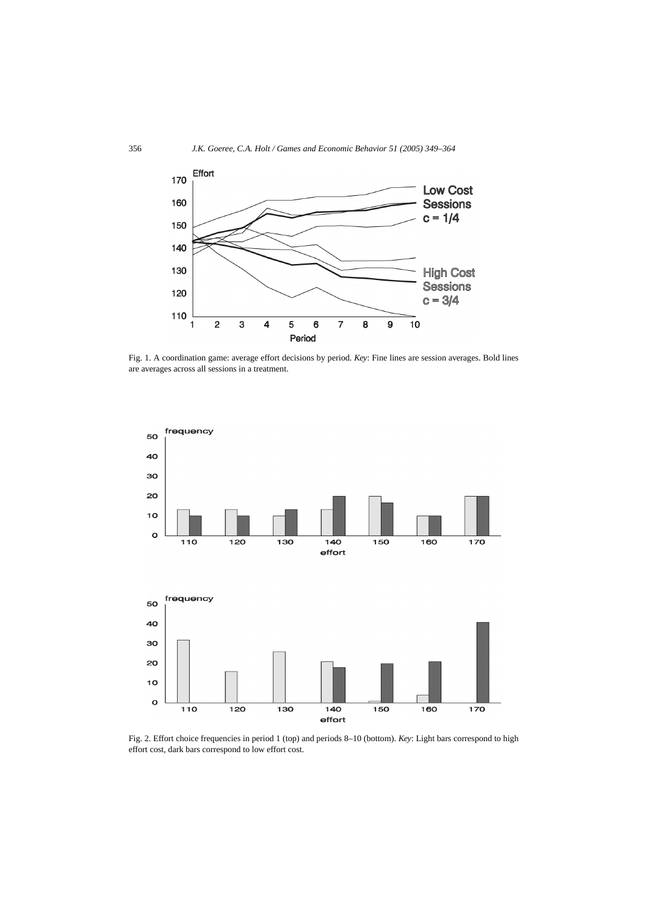Fig. 1. A coordination game: average effort decisions by period. *Key*: Fine lines are session averages. Bold lines are averages across all sessions in a treatment.

Fig. 2. Effort choice frequencies in period 1 (top) and periods 8–10 (bottom). *Key*: Light bars correspond to high effort cost, dark bars correspond to low effort cost.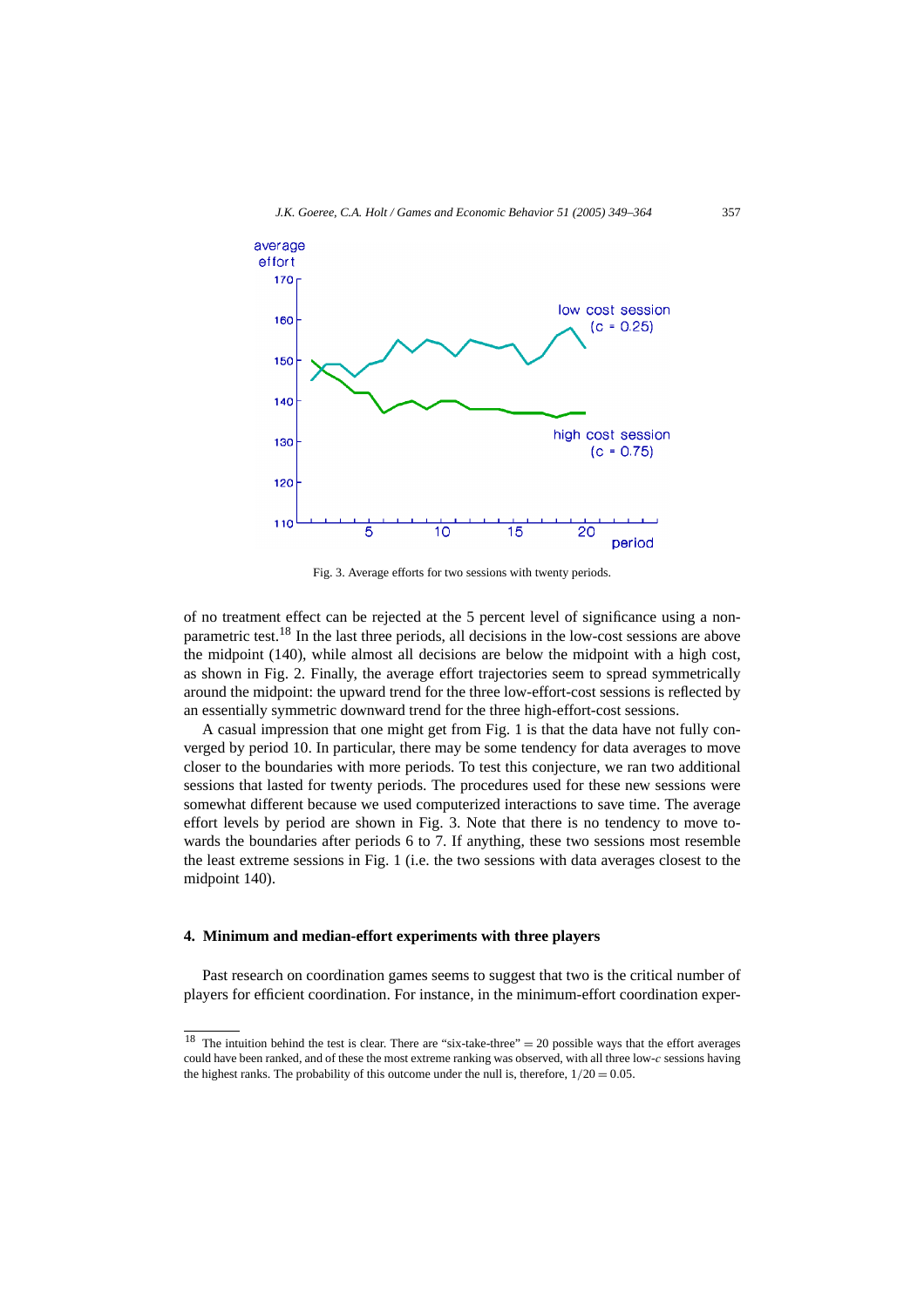Fig. 3. Average efforts for two sessions with twenty periods.

of no treatment effect can be rejected at the 5 percent level of significance using a non-parametric test.[18] In the last three periods, all decisions in the low-cost sessions are above the midpoint (140), while almost all decisions are below the midpoint with a high cost, as shown in Fig. 2. Finally, the average effort trajectories seem to spread symmetrically around the midpoint: the upward trend for the three low-effort-cost sessions is reflected by an essentially symmetric downward trend for the three high-effort-cost sessions.

A casual impression that one might get from Fig. 1 is that the data have not fully converged by period 10. In particular, there may be some tendency for data averages to move closer to the boundaries with more periods. To test this conjecture, we ran two additional sessions that lasted for twenty periods. The procedures used for these new sessions were somewhat different because we used computerized interactions to save time. The average effort levels by period are shown in Fig. 3. Note that there is no tendency to move towards the boundaries after periods 6 to 7. If anything, these two sessions most resemble the least extreme sessions in Fig. 1 (i.e. the two sessions with data averages closest to the midpoint 140).

## 4. Minimum and median-effort experiments with three players

Past research on coordination games seems to suggest that two is the critical number of players for efficient coordination. For instance, in the minimum-effort coordination exper-

[18] The intuition behind the test is clear. There are "six-take-three" $= 20$ possible ways that the effort averages could have been ranked, and of these the most extreme ranking was observed, with all three low-$c$ sessions having the highest ranks. The probability of this outcome under the null is, therefore, $1/20 = 0.05$.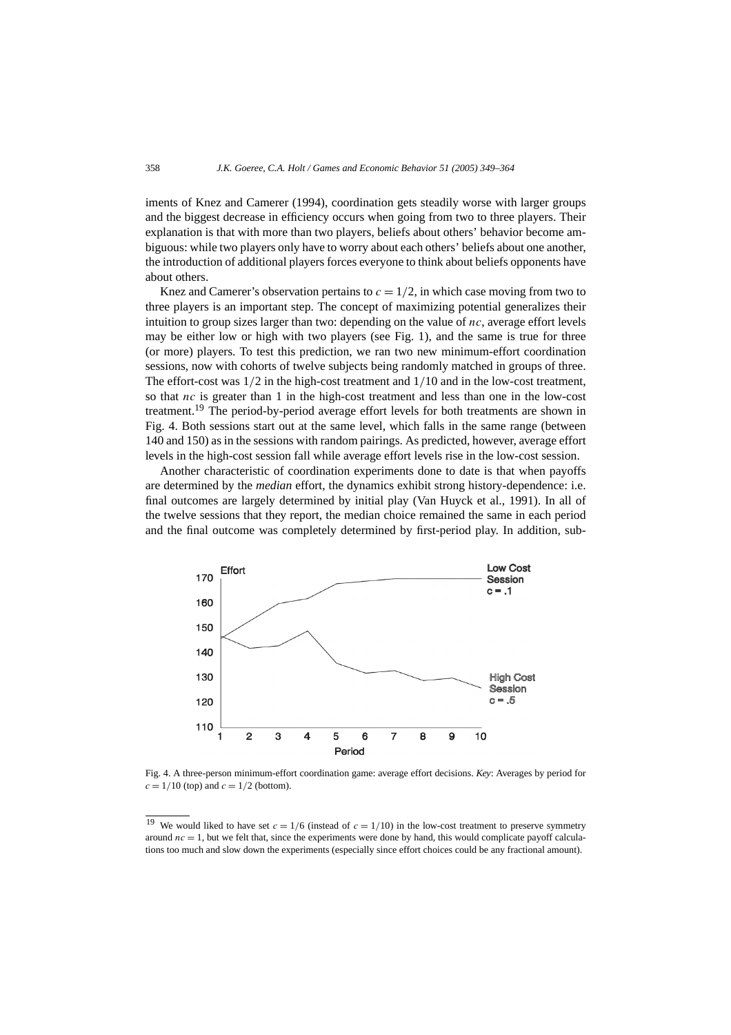iments of Knez and Camerer (1994), coordination gets steadily worse with larger groups and the biggest decrease in efficiency occurs when going from two to three players. Their explanation is that with more than two players, beliefs about others' behavior become ambiguous: while two players only have to worry about each others' beliefs about one another, the introduction of additional players forces everyone to think about beliefs opponents have about others.

Knez and Camerer's observation pertains to $c = 1/2$, in which case moving from two to three players is an important step. The concept of maximizing potential generalizes their intuition to group sizes larger than two: depending on the value of $nc$, average effort levels may be either low or high with two players (see Fig. 1), and the same is true for three (or more) players. To test this prediction, we ran two new minimum-effort coordination sessions, now with cohorts of twelve subjects being randomly matched in groups of three. The effort-cost was $1/2$ in the high-cost treatment and $1/10$ and in the low-cost treatment, so that $nc$ is greater than 1 in the high-cost treatment and less than one in the low-cost treatment.[19] The period-by-period average effort levels for both treatments are shown in Fig. 4. Both sessions start out at the same level, which falls in the same range (between 140 and 150) as in the sessions with random pairings. As predicted, however, average effort levels in the high-cost session fall while average effort levels rise in the low-cost session.

Another characteristic of coordination experiments done to date is that when payoffs are determined by the *median* effort, the dynamics exhibit strong history-dependence: i.e. final outcomes are largely determined by initial play (Van Huyck et al., 1991). In all of the twelve sessions that they report, the median choice remained the same in each period and the final outcome was completely determined by first-period play. In addition, sub-

Fig. 4. A three-person minimum-effort coordination game: average effort decisions. *Key*: Averages by period for $c = 1/10$ (top) and $c = 1/2$ (bottom).

[19] We would liked to have set $c = 1/6$ (instead of $c = 1/10$) in the low-cost treatment to preserve symmetry around $nc = 1$, but we felt that, since the experiments were done by hand, this would complicate payoff calculations too much and slow down the experiments (especially since effort choices could be any fractional amount).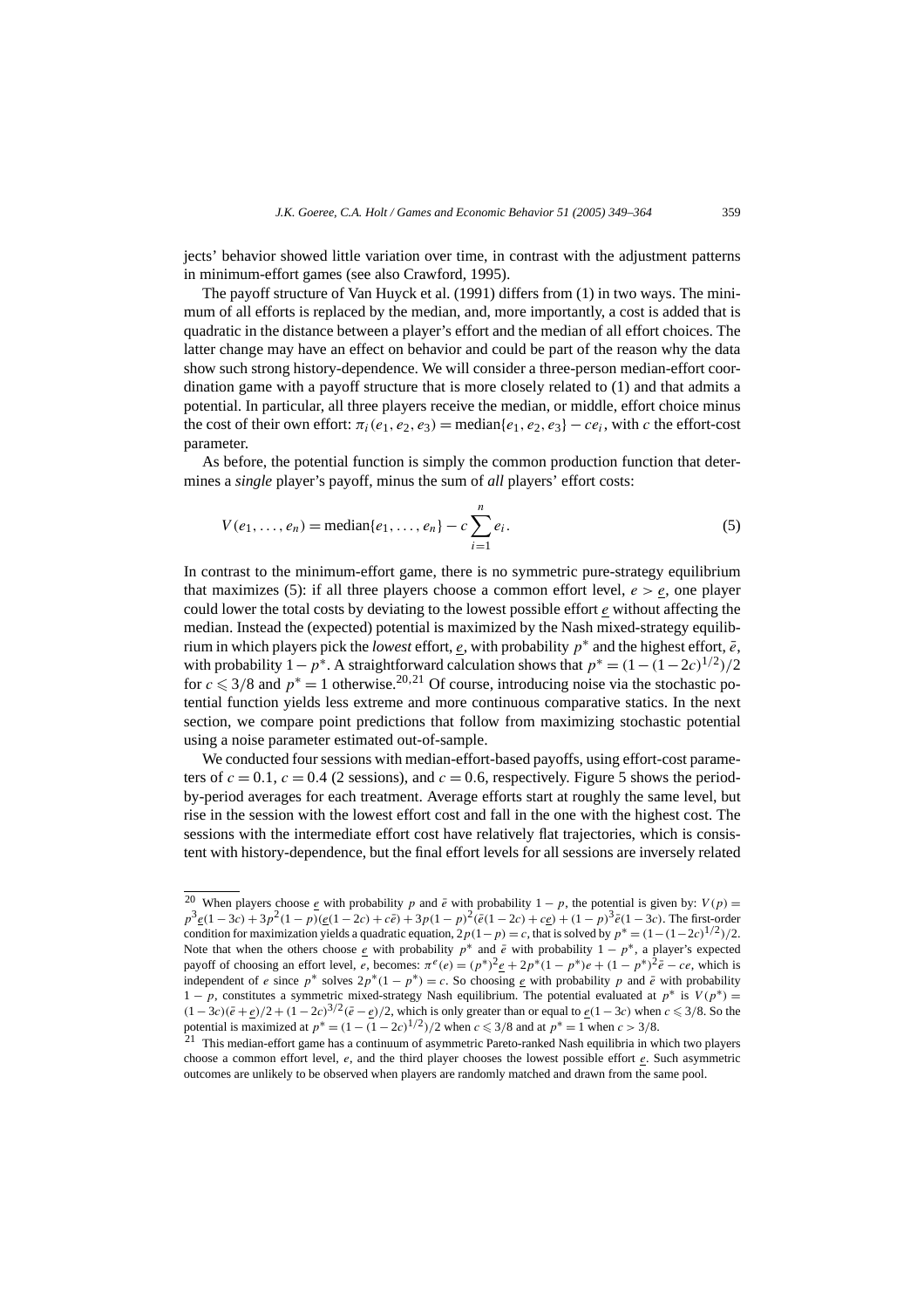jects' behavior showed little variation over time, in contrast with the adjustment patterns in minimum-effort games (see also Crawford, 1995).

The payoff structure of Van Huyck et al. (1991) differs from (1) in two ways. The minimum of all efforts is replaced by the median, and, more importantly, a cost is added that is quadratic in the distance between a player's effort and the median of all effort choices. The latter change may have an effect on behavior and could be part of the reason why the data show such strong history-dependence. We will consider a three-person median-effort coordination game with a payoff structure that is more closely related to (1) and that admits a potential. In particular, all three players receive the median, or middle, effort choice minus the cost of their own effort: $\pi_i(e_1, e_2, e_3) = \text{median}\{e_1, e_2, e_3\} - ce_i$, with $c$ the effort-cost parameter.

As before, the potential function is simply the common production function that determines a *single* player's payoff, minus the sum of *all* players' effort costs:

$$V(e_1, \ldots, e_n) = \text{median}\{e_1, \ldots, e_n\} - c\sum_{i=1}^{n} e_i. \tag{5}$$

In contrast to the minimum-effort game, there is no symmetric pure-strategy equilibrium that maximizes (5): if all three players choose a common effort level, $e > \underline{e}$, one player could lower the total costs by deviating to the lowest possible effort $\underline{e}$ without affecting the median. Instead the (expected) potential is maximized by the Nash mixed-strategy equilibrium in which players pick the *lowest* effort, $\underline{e}$, with probability $p^*$ and the highest effort, $\bar{e}$, with probability $1 - p^*$. A straightforward calculation shows that $p^* = (1 - (1-2c)^{1/2})/2$ for $c \leqslant 3/8$ and $p^* = 1$ otherwise.[20,21] Of course, introducing noise via the stochastic potential function yields less extreme and more continuous comparative statics. In the next section, we compare point predictions that follow from maximizing stochastic potential using a noise parameter estimated out-of-sample.

We conducted four sessions with median-effort-based payoffs, using effort-cost parameters of $c = 0.1$, $c = 0.4$ (2 sessions), and $c = 0.6$, respectively. Figure 5 shows the period-by-period averages for each treatment. Average efforts start at roughly the same level, but rise in the session with the lowest effort cost and fall in the one with the highest cost. The sessions with the intermediate effort cost have relatively flat trajectories, which is consistent with history-dependence, but the final effort levels for all sessions are inversely related

---

[20] When players choose $\underline{e}$ with probability $p$ and $\bar{e}$ with probability $1-p$, the potential is given by: $V(p) = p^3\underline{e}(1-3c) + 3p^2(1-p)(\underline{e}(1-2c) + c\bar{e}) + 3p(1-p)^2(\bar{e}(1-2c) + c\underline{e}) + (1-p)^3\bar{e}(1-3c)$. The first-order condition for maximization yields a quadratic equation, $2p(1-p) = c$, that is solved by $p^* = (1-(1-2c)^{1/2})/2$. Note that when the others choose $\underline{e}$ with probability $p^*$ and $\bar{e}$ with probability $1-p^*$, a player's expected payoff of choosing an effort level, $e$, becomes: $\pi^e(e) = (p^*)^2\underline{e} + 2p^*(1-p^*)e + (1-p^*)^2\bar{e} - ce$, which is independent of $e$ since $p^*$ solves $2p^*(1-p^*) = c$. So choosing $\underline{e}$ with probability $p$ and $\bar{e}$ with probability $1-p$, constitutes a symmetric mixed-strategy Nash equilibrium. The potential evaluated at $p^*$ is $V(p^*) = (1-3c)(\bar{e}+\underline{e})/2 + (1-2c)^{3/2}(\bar{e}-\underline{e})/2$, which is only greater than or equal to $\underline{e}(1-3c)$ when $c \leqslant 3/8$. So the potential is maximized at $p^* = (1-(1-2c)^{1/2})/2$ when $c \leqslant 3/8$ and at $p^* = 1$ when $c > 3/8$.

[21] This median-effort game has a continuum of asymmetric Pareto-ranked Nash equilibria in which two players choose a common effort level, $e$, and the third player chooses the lowest possible effort $\underline{e}$. Such asymmetric outcomes are unlikely to be observed when players are randomly matched and drawn from the same pool.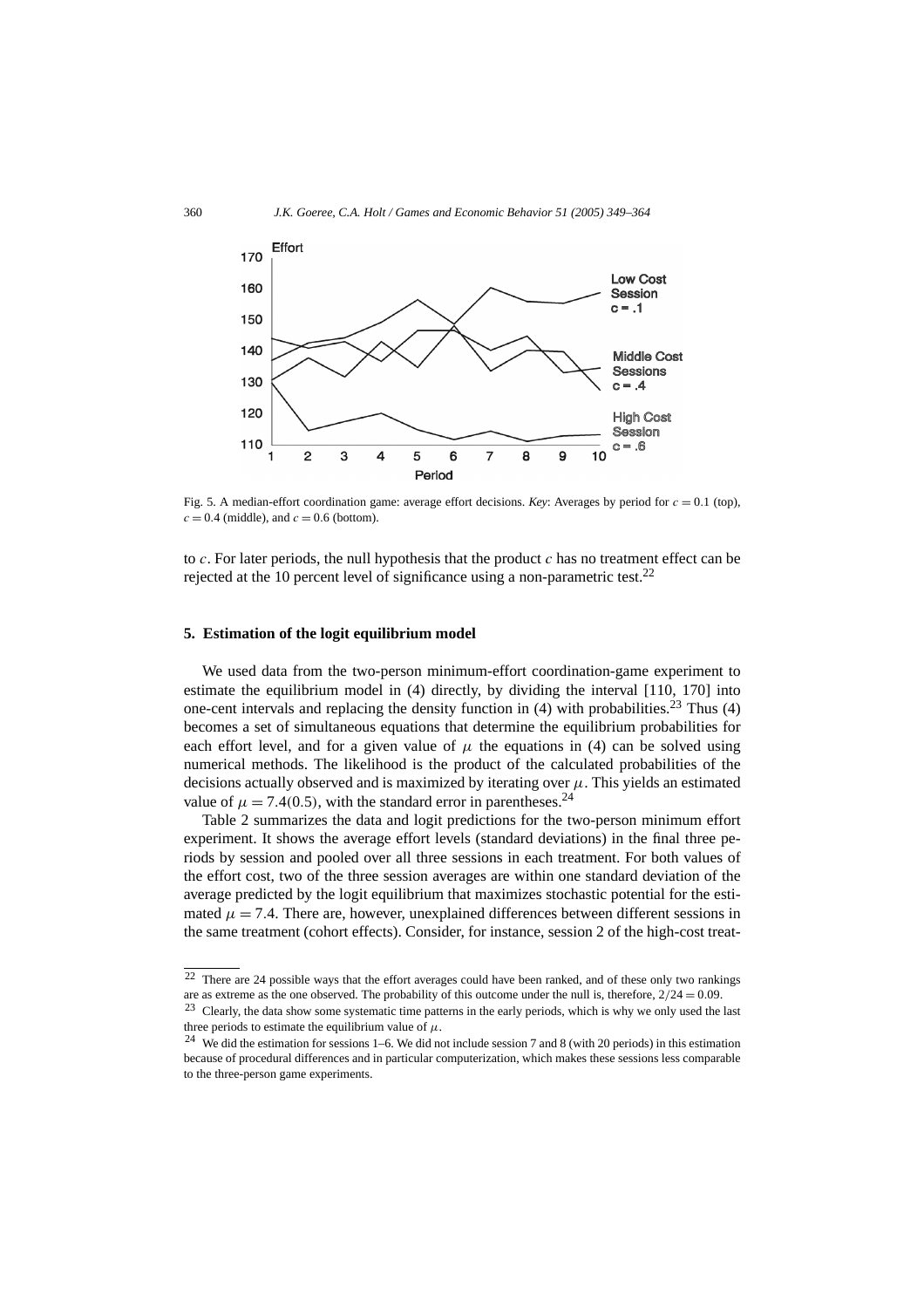Fig. 5. A median-effort coordination game: average effort decisions. *Key*: Averages by period for $c = 0.1$ (top), $c = 0.4$ (middle), and $c = 0.6$ (bottom).

to $c$. For later periods, the null hypothesis that the product $c$ has no treatment effect can be rejected at the 10 percent level of significance using a non-parametric test.[22]

## 5. Estimation of the logit equilibrium model

We used data from the two-person minimum-effort coordination-game experiment to estimate the equilibrium model in (4) directly, by dividing the interval [110, 170] into one-cent intervals and replacing the density function in (4) with probabilities.[23] Thus (4) becomes a set of simultaneous equations that determine the equilibrium probabilities for each effort level, and for a given value of $\mu$ the equations in (4) can be solved using numerical methods. The likelihood is the product of the calculated probabilities of the decisions actually observed and is maximized by iterating over $\mu$. This yields an estimated value of $\mu = 7.4(0.5)$, with the standard error in parentheses.[24]

Table 2 summarizes the data and logit predictions for the two-person minimum effort experiment. It shows the average effort levels (standard deviations) in the final three periods by session and pooled over all three sessions in each treatment. For both values of the effort cost, two of the three session averages are within one standard deviation of the average predicted by the logit equilibrium that maximizes stochastic potential for the estimated $\mu = 7.4$. There are, however, unexplained differences between different sessions in the same treatment (cohort effects). Consider, for instance, session 2 of the high-cost treat-

[22] There are 24 possible ways that the effort averages could have been ranked, and of these only two rankings are as extreme as the one observed. The probability of this outcome under the null is, therefore, $2/24 = 0.09$.

[23] Clearly, the data show some systematic time patterns in the early periods, which is why we only used the last three periods to estimate the equilibrium value of $\mu$.

[24] We did the estimation for sessions 1–6. We did not include session 7 and 8 (with 20 periods) in this estimation because of procedural differences and in particular computerization, which makes these sessions less comparable to the three-person game experiments.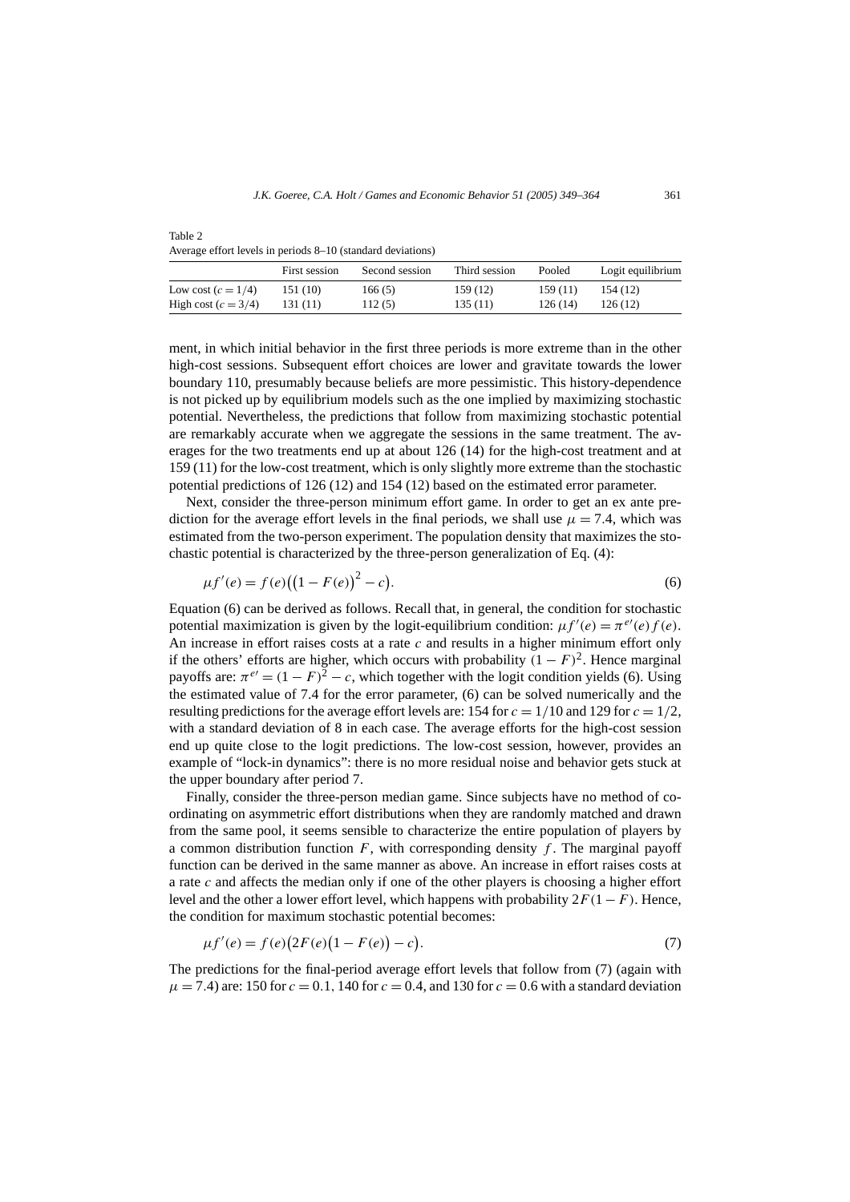Table 2
Average effort levels in periods 8–10 (standard deviations)

| | First session | Second session | Third session | Pooled | Logit equilibrium |
|---|---|---|---|---|---|
| Low cost ($c = 1/4$) | 151 (10) | 166 (5) | 159 (12) | 159 (11) | 154 (12) |
| High cost ($c = 3/4$) | 131 (11) | 112 (5) | 135 (11) | 126 (14) | 126 (12) |

ment, in which initial behavior in the first three periods is more extreme than in the other high-cost sessions. Subsequent effort choices are lower and gravitate towards the lower boundary 110, presumably because beliefs are more pessimistic. This history-dependence is not picked up by equilibrium models such as the one implied by maximizing stochastic potential. Nevertheless, the predictions that follow from maximizing stochastic potential are remarkably accurate when we aggregate the sessions in the same treatment. The averages for the two treatments end up at about 126 (14) for the high-cost treatment and at 159 (11) for the low-cost treatment, which is only slightly more extreme than the stochastic potential predictions of 126 (12) and 154 (12) based on the estimated error parameter.

Next, consider the three-person minimum effort game. In order to get an ex ante prediction for the average effort levels in the final periods, we shall use $\mu = 7.4$, which was estimated from the two-person experiment. The population density that maximizes the stochastic potential is characterized by the three-person generalization of Eq. (4):

$$\mu f'(e) = f(e)\big(\big(1 - F(e)\big)^2 - c\big). \tag{6}$$

Equation (6) can be derived as follows. Recall that, in general, the condition for stochastic potential maximization is given by the logit-equilibrium condition: $\mu f'(e) = \pi^{e\prime}(e) f(e)$. An increase in effort raises costs at a rate $c$ and results in a higher minimum effort only if the others' efforts are higher, which occurs with probability $(1 - F)^2$. Hence marginal payoffs are: $\pi^{e\prime} = (1 - F)^2 - c$, which together with the logit condition yields (6). Using the estimated value of 7.4 for the error parameter, (6) can be solved numerically and the resulting predictions for the average effort levels are: 154 for $c = 1/10$ and 129 for $c = 1/2$, with a standard deviation of 8 in each case. The average efforts for the high-cost session end up quite close to the logit predictions. The low-cost session, however, provides an example of "lock-in dynamics": there is no more residual noise and behavior gets stuck at the upper boundary after period 7.

Finally, consider the three-person median game. Since subjects have no method of coordinating on asymmetric effort distributions when they are randomly matched and drawn from the same pool, it seems sensible to characterize the entire population of players by a common distribution function $F$, with corresponding density $f$. The marginal payoff function can be derived in the same manner as above. An increase in effort raises costs at a rate $c$ and affects the median only if one of the other players is choosing a higher effort level and the other a lower effort level, which happens with probability $2F(1 - F)$. Hence, the condition for maximum stochastic potential becomes:

$$\mu f'(e) = f(e)\big(2F(e)\big(1 - F(e)\big) - c\big). \tag{7}$$

The predictions for the final-period average effort levels that follow from (7) (again with $\mu = 7.4$) are: 150 for $c = 0.1$, 140 for $c = 0.4$, and 130 for $c = 0.6$ with a standard deviation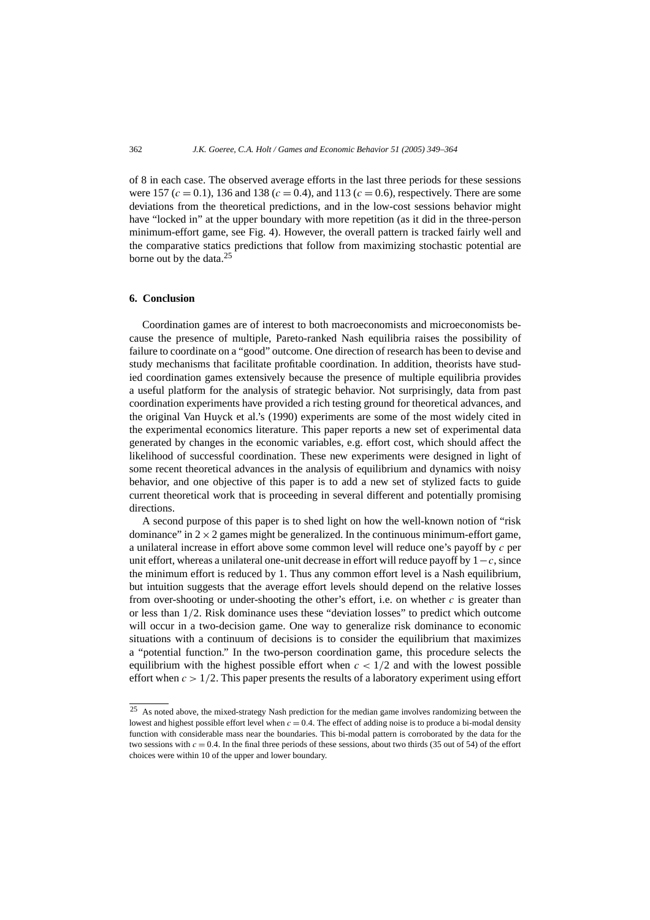of 8 in each case. The observed average efforts in the last three periods for these sessions were 157 ($c = 0.1$), 136 and 138 ($c = 0.4$), and 113 ($c = 0.6$), respectively. There are some deviations from the theoretical predictions, and in the low-cost sessions behavior might have "locked in" at the upper boundary with more repetition (as it did in the three-person minimum-effort game, see Fig. 4). However, the overall pattern is tracked fairly well and the comparative statics predictions that follow from maximizing stochastic potential are borne out by the data.[25]

## 6. Conclusion

Coordination games are of interest to both macroeconomists and microeconomists because the presence of multiple, Pareto-ranked Nash equilibria raises the possibility of failure to coordinate on a "good" outcome. One direction of research has been to devise and study mechanisms that facilitate profitable coordination. In addition, theorists have studied coordination games extensively because the presence of multiple equilibria provides a useful platform for the analysis of strategic behavior. Not surprisingly, data from past coordination experiments have provided a rich testing ground for theoretical advances, and the original Van Huyck et al.'s (1990) experiments are some of the most widely cited in the experimental economics literature. This paper reports a new set of experimental data generated by changes in the economic variables, e.g. effort cost, which should affect the likelihood of successful coordination. These new experiments were designed in light of some recent theoretical advances in the analysis of equilibrium and dynamics with noisy behavior, and one objective of this paper is to add a new set of stylized facts to guide current theoretical work that is proceeding in several different and potentially promising directions.

A second purpose of this paper is to shed light on how the well-known notion of "risk dominance" in $2 \times 2$ games might be generalized. In the continuous minimum-effort game, a unilateral increase in effort above some common level will reduce one's payoff by $c$ per unit effort, whereas a unilateral one-unit decrease in effort will reduce payoff by $1 - c$, since the minimum effort is reduced by 1. Thus any common effort level is a Nash equilibrium, but intuition suggests that the average effort levels should depend on the relative losses from over-shooting or under-shooting the other's effort, i.e. on whether $c$ is greater than or less than $1/2$. Risk dominance uses these "deviation losses" to predict which outcome will occur in a two-decision game. One way to generalize risk dominance to economic situations with a continuum of decisions is to consider the equilibrium that maximizes a "potential function." In the two-person coordination game, this procedure selects the equilibrium with the highest possible effort when $c < 1/2$ and with the lowest possible effort when $c > 1/2$. This paper presents the results of a laboratory experiment using effort

---

[25] As noted above, the mixed-strategy Nash prediction for the median game involves randomizing between the lowest and highest possible effort level when $c = 0.4$. The effect of adding noise is to produce a bi-modal density function with considerable mass near the boundaries. This bi-modal pattern is corroborated by the data for the two sessions with $c = 0.4$. In the final three periods of these sessions, about two thirds (35 out of 54) of the effort choices were within 10 of the upper and lower boundary.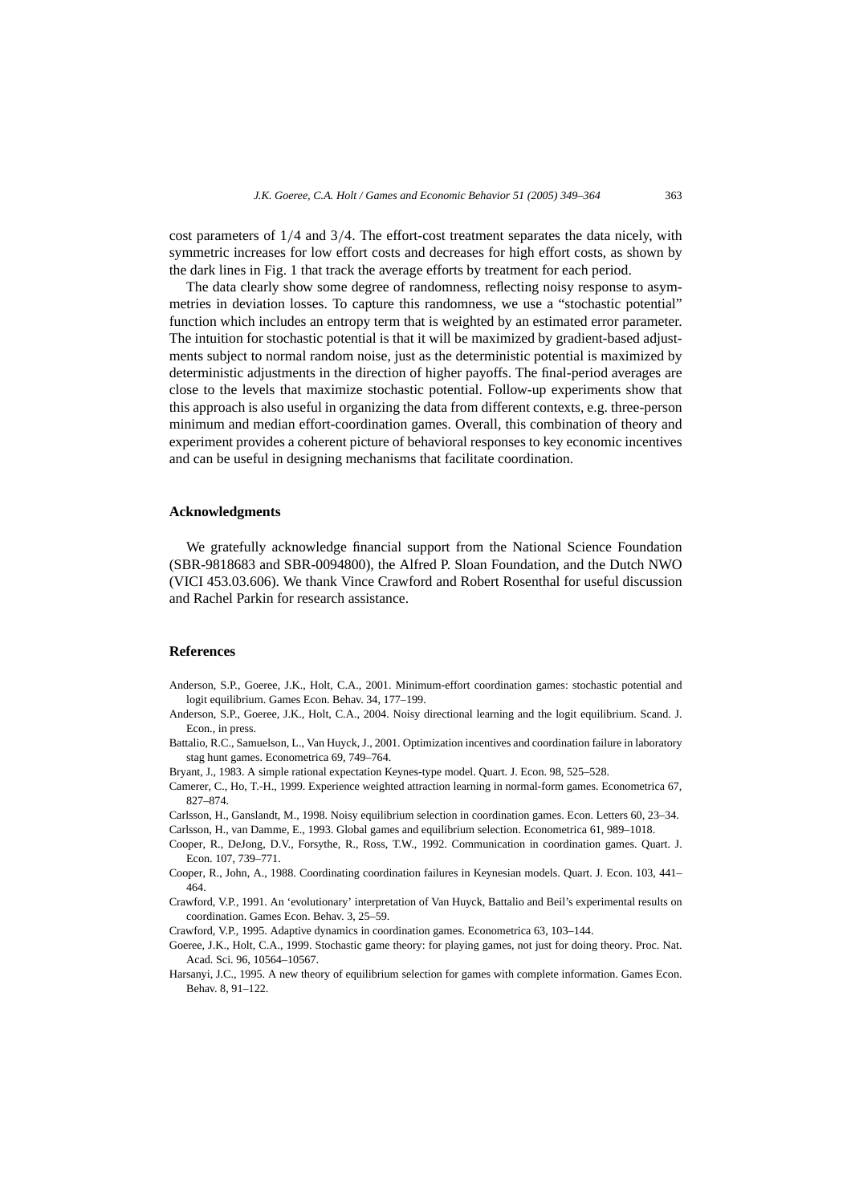cost parameters of $1/4$ and $3/4$. The effort-cost treatment separates the data nicely, with symmetric increases for low effort costs and decreases for high effort costs, as shown by the dark lines in Fig. 1 that track the average efforts by treatment for each period.

The data clearly show some degree of randomness, reflecting noisy response to asymmetries in deviation losses. To capture this randomness, we use a "stochastic potential" function which includes an entropy term that is weighted by an estimated error parameter. The intuition for stochastic potential is that it will be maximized by gradient-based adjustments subject to normal random noise, just as the deterministic potential is maximized by deterministic adjustments in the direction of higher payoffs. The final-period averages are close to the levels that maximize stochastic potential. Follow-up experiments show that this approach is also useful in organizing the data from different contexts, e.g. three-person minimum and median effort-coordination games. Overall, this combination of theory and experiment provides a coherent picture of behavioral responses to key economic incentives and can be useful in designing mechanisms that facilitate coordination.

## Acknowledgments

We gratefully acknowledge financial support from the National Science Foundation (SBR-9818683 and SBR-0094800), the Alfred P. Sloan Foundation, and the Dutch NWO (VICI 453.03.606). We thank Vince Crawford and Robert Rosenthal for useful discussion and Rachel Parkin for research assistance.

## References

Anderson, S.P., Goeree, J.K., Holt, C.A., 2001. Minimum-effort coordination games: stochastic potential and logit equilibrium. Games Econ. Behav. 34, 177–199.

Anderson, S.P., Goeree, J.K., Holt, C.A., 2004. Noisy directional learning and the logit equilibrium. Scand. J. Econ., in press.

Battalio, R.C., Samuelson, L., Van Huyck, J., 2001. Optimization incentives and coordination failure in laboratory stag hunt games. Econometrica 69, 749–764.

Bryant, J., 1983. A simple rational expectation Keynes-type model. Quart. J. Econ. 98, 525–528.

Camerer, C., Ho, T.-H., 1999. Experience weighted attraction learning in normal-form games. Econometrica 67, 827–874.

Carlsson, H., Ganslandt, M., 1998. Noisy equilibrium selection in coordination games. Econ. Letters 60, 23–34.

Carlsson, H., van Damme, E., 1993. Global games and equilibrium selection. Econometrica 61, 989–1018.

Cooper, R., DeJong, D.V., Forsythe, R., Ross, T.W., 1992. Communication in coordination games. Quart. J. Econ. 107, 739–771.

Cooper, R., John, A., 1988. Coordinating coordination failures in Keynesian models. Quart. J. Econ. 103, 441–464.

Crawford, V.P., 1991. An 'evolutionary' interpretation of Van Huyck, Battalio and Beil's experimental results on coordination. Games Econ. Behav. 3, 25–59.

Crawford, V.P., 1995. Adaptive dynamics in coordination games. Econometrica 63, 103–144.

Goeree, J.K., Holt, C.A., 1999. Stochastic game theory: for playing games, not just for doing theory. Proc. Nat. Acad. Sci. 96, 10564–10567.

Harsanyi, J.C., 1995. A new theory of equilibrium selection for games with complete information. Games Econ. Behav. 8, 91–122.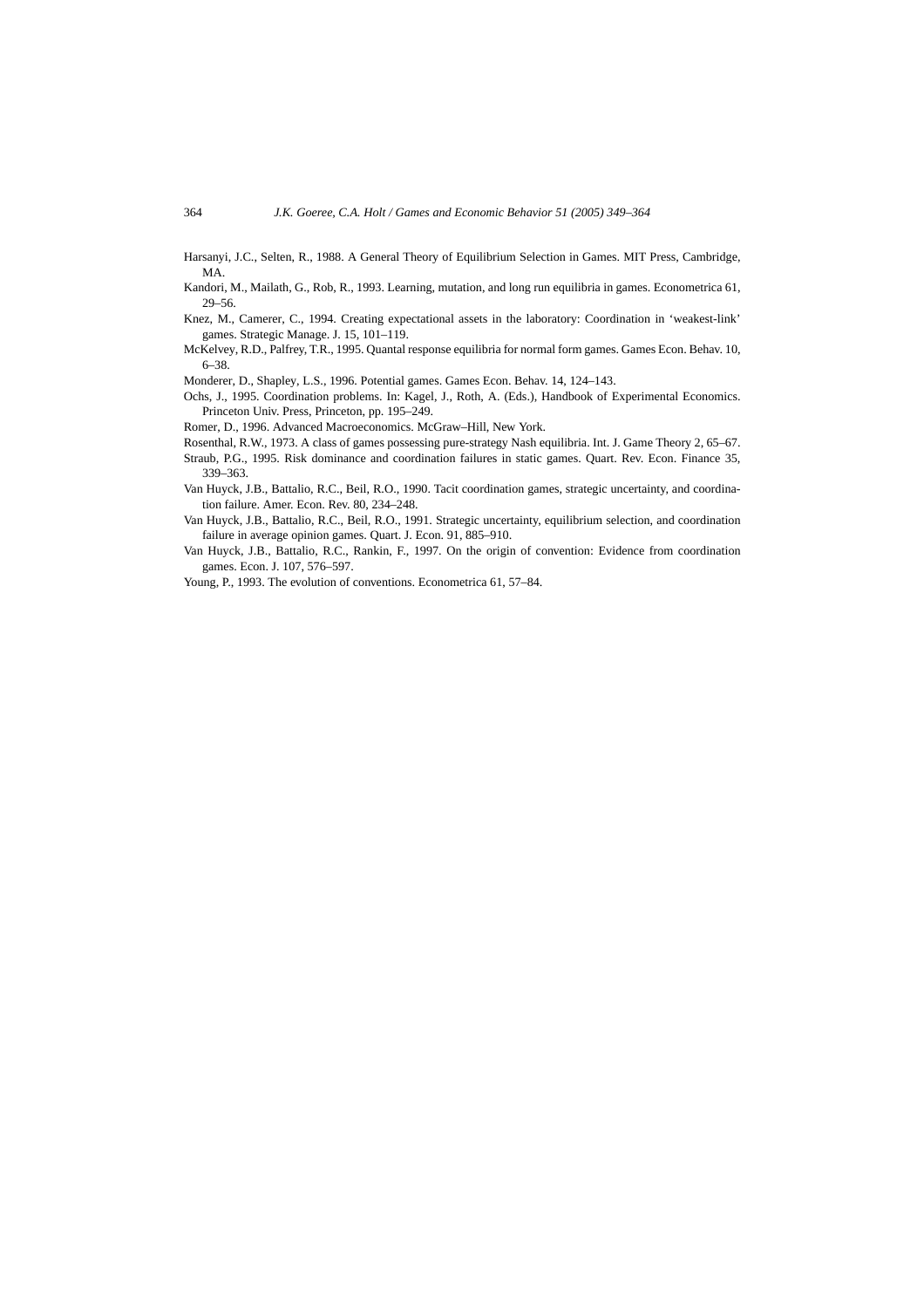Harsanyi, J.C., Selten, R., 1988. A General Theory of Equilibrium Selection in Games. MIT Press, Cambridge, MA.

Kandori, M., Mailath, G., Rob, R., 1993. Learning, mutation, and long run equilibria in games. Econometrica 61, 29–56.

Knez, M., Camerer, C., 1994. Creating expectational assets in the laboratory: Coordination in 'weakest-link' games. Strategic Manage. J. 15, 101–119.

McKelvey, R.D., Palfrey, T.R., 1995. Quantal response equilibria for normal form games. Games Econ. Behav. 10, 6–38.

Monderer, D., Shapley, L.S., 1996. Potential games. Games Econ. Behav. 14, 124–143.

Ochs, J., 1995. Coordination problems. In: Kagel, J., Roth, A. (Eds.), Handbook of Experimental Economics. Princeton Univ. Press, Princeton, pp. 195–249.

Romer, D., 1996. Advanced Macroeconomics. McGraw–Hill, New York.

Rosenthal, R.W., 1973. A class of games possessing pure-strategy Nash equilibria. Int. J. Game Theory 2, 65–67.

Straub, P.G., 1995. Risk dominance and coordination failures in static games. Quart. Rev. Econ. Finance 35, 339–363.

Van Huyck, J.B., Battalio, R.C., Beil, R.O., 1990. Tacit coordination games, strategic uncertainty, and coordination failure. Amer. Econ. Rev. 80, 234–248.

Van Huyck, J.B., Battalio, R.C., Beil, R.O., 1991. Strategic uncertainty, equilibrium selection, and coordination failure in average opinion games. Quart. J. Econ. 91, 885–910.

Van Huyck, J.B., Battalio, R.C., Rankin, F., 1997. On the origin of convention: Evidence from coordination games. Econ. J. 107, 576–597.

Young, P., 1993. The evolution of conventions. Econometrica 61, 57–84.